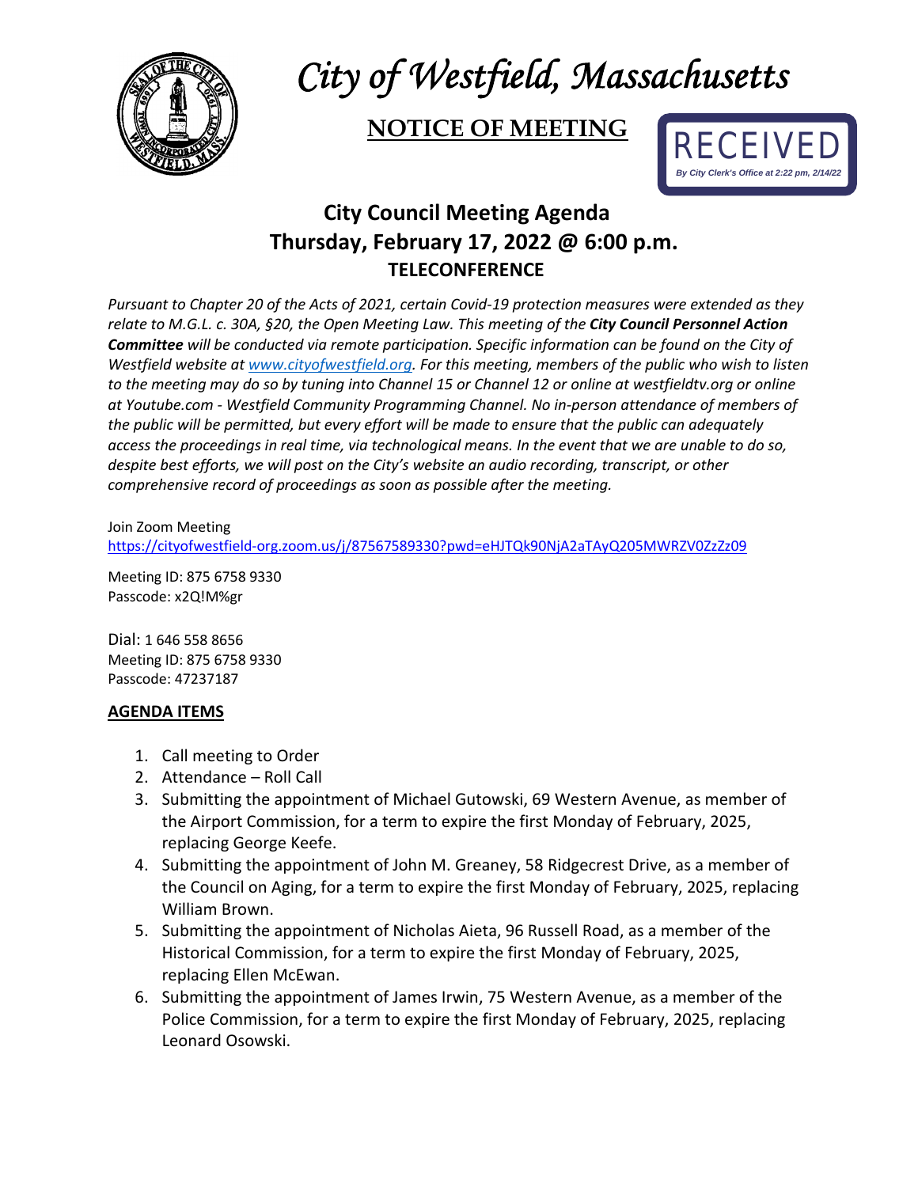# *City of Westfield, Massachusetts*

## NOTICE OF MEETING

RECEIVED
*By City Clerk's Office at 2:22 pm, 2/14/22*

## City Council Meeting Agenda
## Thursday, February 17, 2022 @ 6:00 p.m.
### TELECONFERENCE

*Pursuant to Chapter 20 of the Acts of 2021, certain Covid-19 protection measures were extended as they relate to M.G.L. c. 30A, §20, the Open Meeting Law. This meeting of the **City Council Personnel Action Committee** will be conducted via remote participation. Specific information can be found on the City of Westfield website at [www.cityofwestfield.org](www.cityofwestfield.org). For this meeting, members of the public who wish to listen to the meeting may do so by tuning into Channel 15 or Channel 12 or online at westfieldtv.org or online at Youtube.com - Westfield Community Programming Channel. No in-person attendance of members of the public will be permitted, but every effort will be made to ensure that the public can adequately access the proceedings in real time, via technological means. In the event that we are unable to do so, despite best efforts, we will post on the City's website an audio recording, transcript, or other comprehensive record of proceedings as soon as possible after the meeting.*

Join Zoom Meeting
https://cityofwestfield-org.zoom.us/j/87567589330?pwd=eHJTQk90NjA2aTAyQ205MWRZV0ZzZz09

Meeting ID: 875 6758 9330
Passcode: x2Q!M%gr

Dial: 1 646 558 8656
Meeting ID: 875 6758 9330
Passcode: 47237187

**AGENDA ITEMS**

1. Call meeting to Order
2. Attendance – Roll Call
3. Submitting the appointment of Michael Gutowski, 69 Western Avenue, as member of the Airport Commission, for a term to expire the first Monday of February, 2025, replacing George Keefe.
4. Submitting the appointment of John M. Greaney, 58 Ridgecrest Drive, as a member of the Council on Aging, for a term to expire the first Monday of February, 2025, replacing William Brown.
5. Submitting the appointment of Nicholas Aieta, 96 Russell Road, as a member of the Historical Commission, for a term to expire the first Monday of February, 2025, replacing Ellen McEwan.
6. Submitting the appointment of James Irwin, 75 Western Avenue, as a member of the Police Commission, for a term to expire the first Monday of February, 2025, replacing Leonard Osowski.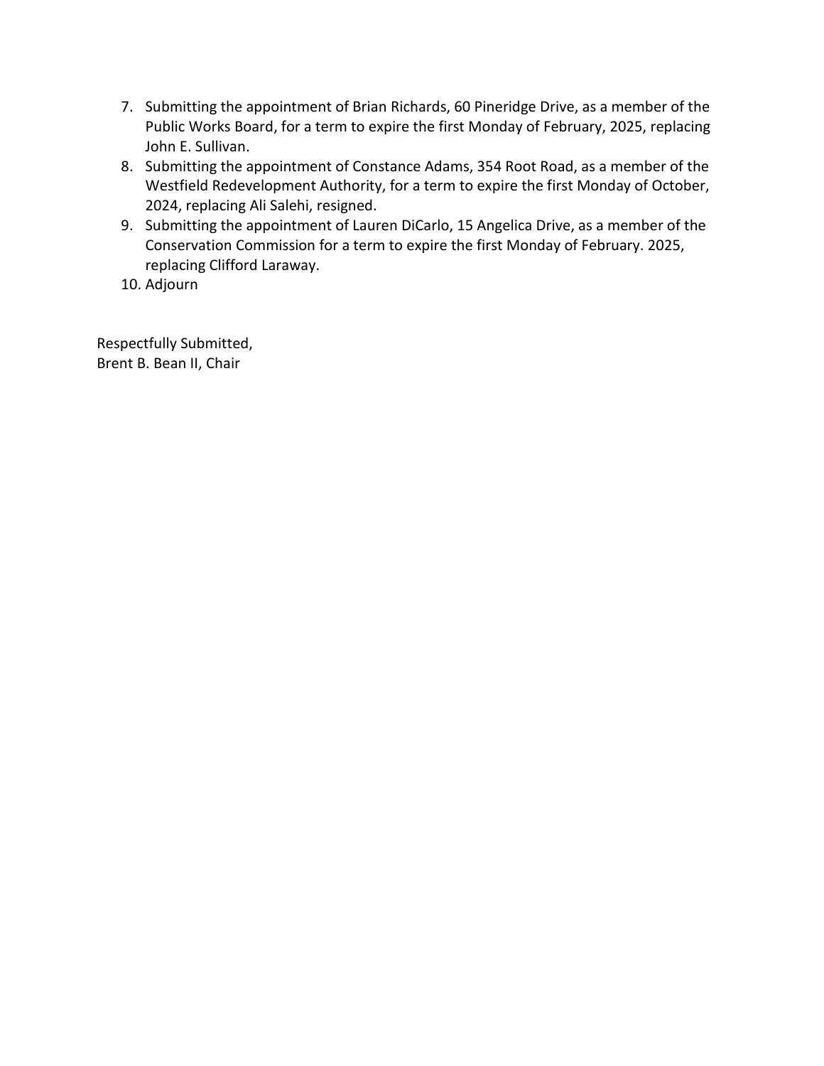7. Submitting the appointment of Brian Richards, 60 Pineridge Drive, as a member of the Public Works Board, for a term to expire the first Monday of February, 2025, replacing John E. Sullivan.
8. Submitting the appointment of Constance Adams, 354 Root Road, as a member of the Westfield Redevelopment Authority, for a term to expire the first Monday of October, 2024, replacing Ali Salehi, resigned.
9. Submitting the appointment of Lauren DiCarlo, 15 Angelica Drive, as a member of the Conservation Commission for a term to expire the first Monday of February. 2025, replacing Clifford Laraway.
10. Adjourn

Respectfully Submitted,
Brent B. Bean II, Chair